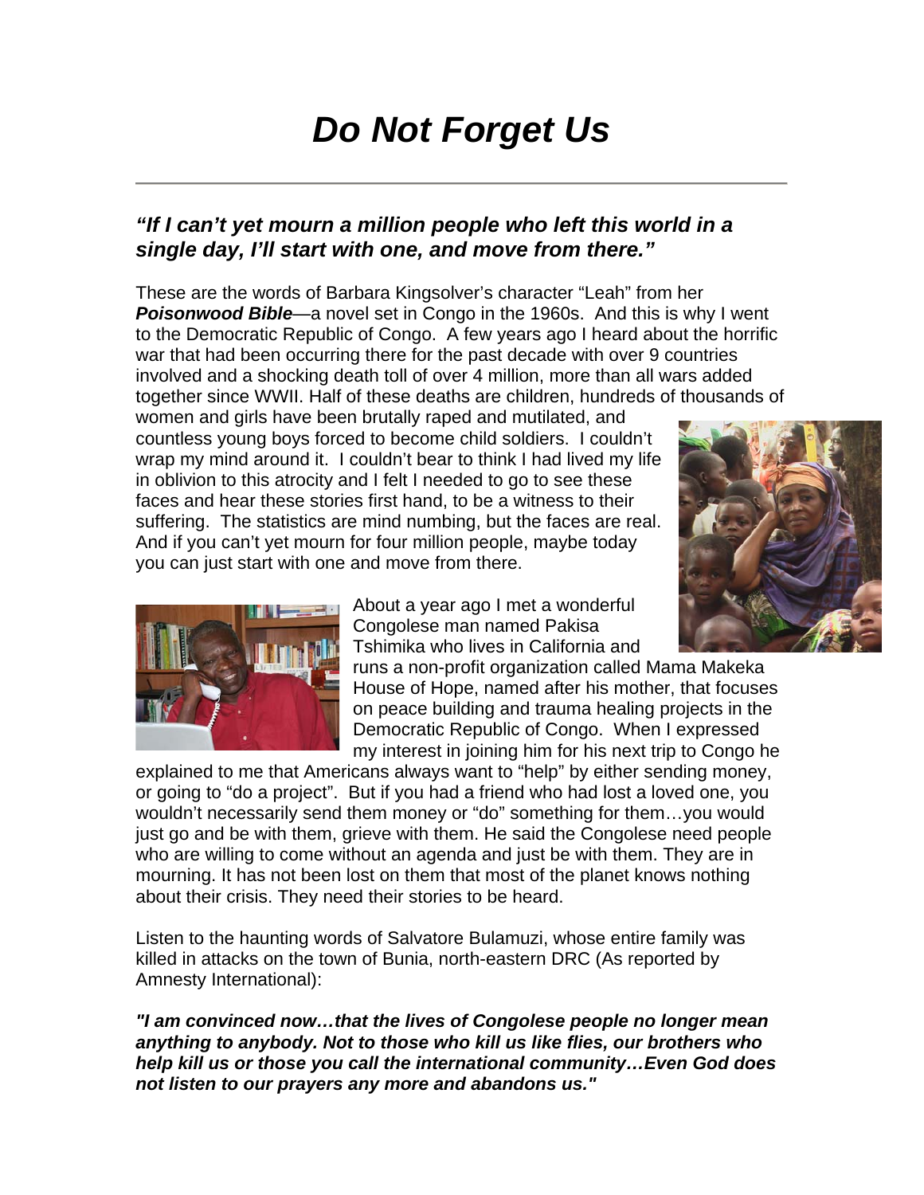# *Do Not Forget Us*

***"If I can't yet mourn a million people who left this world in a single day, I'll start with one, and move from there."***

These are the words of Barbara Kingsolver's character "Leah" from her ***Poisonwood Bible***—a novel set in Congo in the 1960s. And this is why I went to the Democratic Republic of Congo. A few years ago I heard about the horrific war that had been occurring there for the past decade with over 9 countries involved and a shocking death toll of over 4 million, more than all wars added together since WWII. Half of these deaths are children, hundreds of thousands of women and girls have been brutally raped and mutilated, and countless young boys forced to become child soldiers. I couldn't wrap my mind around it. I couldn't bear to think I had lived my life in oblivion to this atrocity and I felt I needed to go to see these faces and hear these stories first hand, to be a witness to their suffering. The statistics are mind numbing, but the faces are real. And if you can't yet mourn for four million people, maybe today you can just start with one and move from there.

About a year ago I met a wonderful Congolese man named Pakisa Tshimika who lives in California and runs a non-profit organization called Mama Makeka House of Hope, named after his mother, that focuses on peace building and trauma healing projects in the Democratic Republic of Congo. When I expressed my interest in joining him for his next trip to Congo he explained to me that Americans always want to "help" by either sending money, or going to "do a project". But if you had a friend who had lost a loved one, you wouldn't necessarily send them money or "do" something for them…you would just go and be with them, grieve with them. He said the Congolese need people who are willing to come without an agenda and just be with them. They are in mourning. It has not been lost on them that most of the planet knows nothing about their crisis. They need their stories to be heard.

Listen to the haunting words of Salvatore Bulamuzi, whose entire family was killed in attacks on the town of Bunia, north-eastern DRC (As reported by Amnesty International):

***"I am convinced now…that the lives of Congolese people no longer mean anything to anybody. Not to those who kill us like flies, our brothers who help kill us or those you call the international community…Even God does not listen to our prayers any more and abandons us."***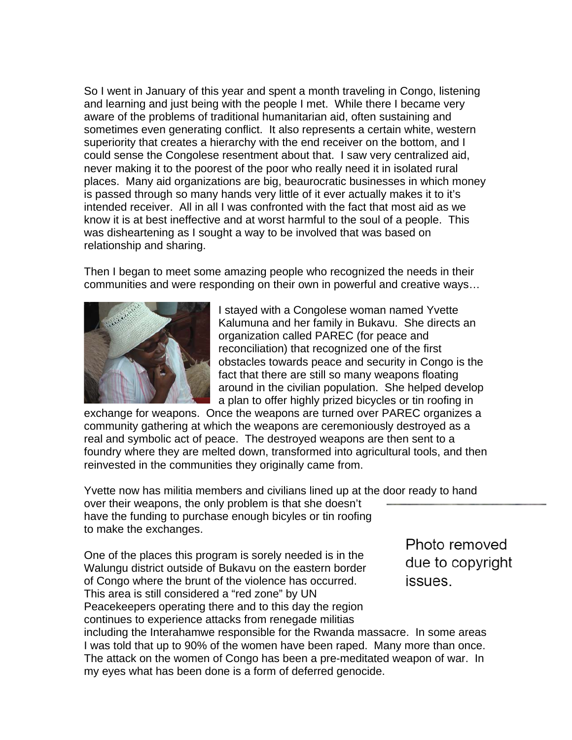So I went in January of this year and spent a month traveling in Congo, listening and learning and just being with the people I met. While there I became very aware of the problems of traditional humanitarian aid, often sustaining and sometimes even generating conflict. It also represents a certain white, western superiority that creates a hierarchy with the end receiver on the bottom, and I could sense the Congolese resentment about that. I saw very centralized aid, never making it to the poorest of the poor who really need it in isolated rural places. Many aid organizations are big, beaurocratic businesses in which money is passed through so many hands very little of it ever actually makes it to it's intended receiver. All in all I was confronted with the fact that most aid as we know it is at best ineffective and at worst harmful to the soul of a people. This was disheartening as I sought a way to be involved that was based on relationship and sharing.

Then I began to meet some amazing people who recognized the needs in their communities and were responding on their own in powerful and creative ways…

I stayed with a Congolese woman named Yvette Kalumuna and her family in Bukavu. She directs an organization called PAREC (for peace and reconciliation) that recognized one of the first obstacles towards peace and security in Congo is the fact that there are still so many weapons floating around in the civilian population. She helped develop a plan to offer highly prized bicycles or tin roofing in exchange for weapons. Once the weapons are turned over PAREC organizes a community gathering at which the weapons are ceremoniously destroyed as a real and symbolic act of peace. The destroyed weapons are then sent to a foundry where they are melted down, transformed into agricultural tools, and then reinvested in the communities they originally came from.

Yvette now has militia members and civilians lined up at the door ready to hand over their weapons, the only problem is that she doesn't have the funding to purchase enough bicyles or tin roofing to make the exchanges.

Photo removed due to copyright issues.

One of the places this program is sorely needed is in the Walungu district outside of Bukavu on the eastern border of Congo where the brunt of the violence has occurred. This area is still considered a "red zone" by UN Peacekeepers operating there and to this day the region continues to experience attacks from renegade militias including the Interahamwe responsible for the Rwanda massacre. In some areas I was told that up to 90% of the women have been raped. Many more than once. The attack on the women of Congo has been a pre-meditated weapon of war. In my eyes what has been done is a form of deferred genocide.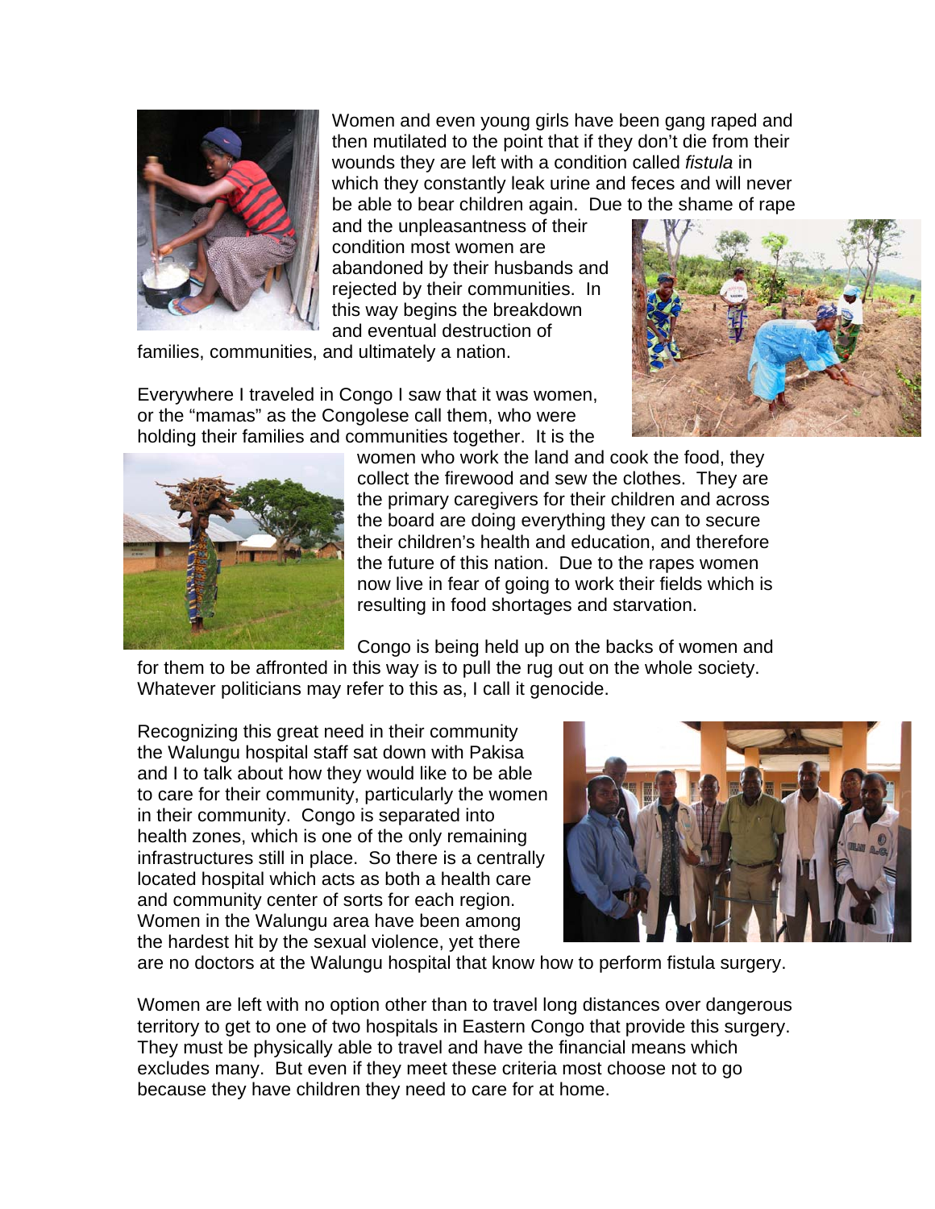Women and even young girls have been gang raped and then mutilated to the point that if they don't die from their wounds they are left with a condition called *fistula* in which they constantly leak urine and feces and will never be able to bear children again. Due to the shame of rape and the unpleasantness of their condition most women are abandoned by their husbands and rejected by their communities. In this way begins the breakdown and eventual destruction of families, communities, and ultimately a nation.

Everywhere I traveled in Congo I saw that it was women, or the "mamas" as the Congolese call them, who were holding their families and communities together. It is the women who work the land and cook the food, they collect the firewood and sew the clothes. They are the primary caregivers for their children and across the board are doing everything they can to secure their children's health and education, and therefore the future of this nation. Due to the rapes women now live in fear of going to work their fields which is resulting in food shortages and starvation.

Congo is being held up on the backs of women and for them to be affronted in this way is to pull the rug out on the whole society. Whatever politicians may refer to this as, I call it genocide.

Recognizing this great need in their community the Walungu hospital staff sat down with Pakisa and I to talk about how they would like to be able to care for their community, particularly the women in their community. Congo is separated into health zones, which is one of the only remaining infrastructures still in place. So there is a centrally located hospital which acts as both a health care and community center of sorts for each region. Women in the Walungu area have been among the hardest hit by the sexual violence, yet there are no doctors at the Walungu hospital that know how to perform fistula surgery.

Women are left with no option other than to travel long distances over dangerous territory to get to one of two hospitals in Eastern Congo that provide this surgery. They must be physically able to travel and have the financial means which excludes many. But even if they meet these criteria most choose not to go because they have children they need to care for at home.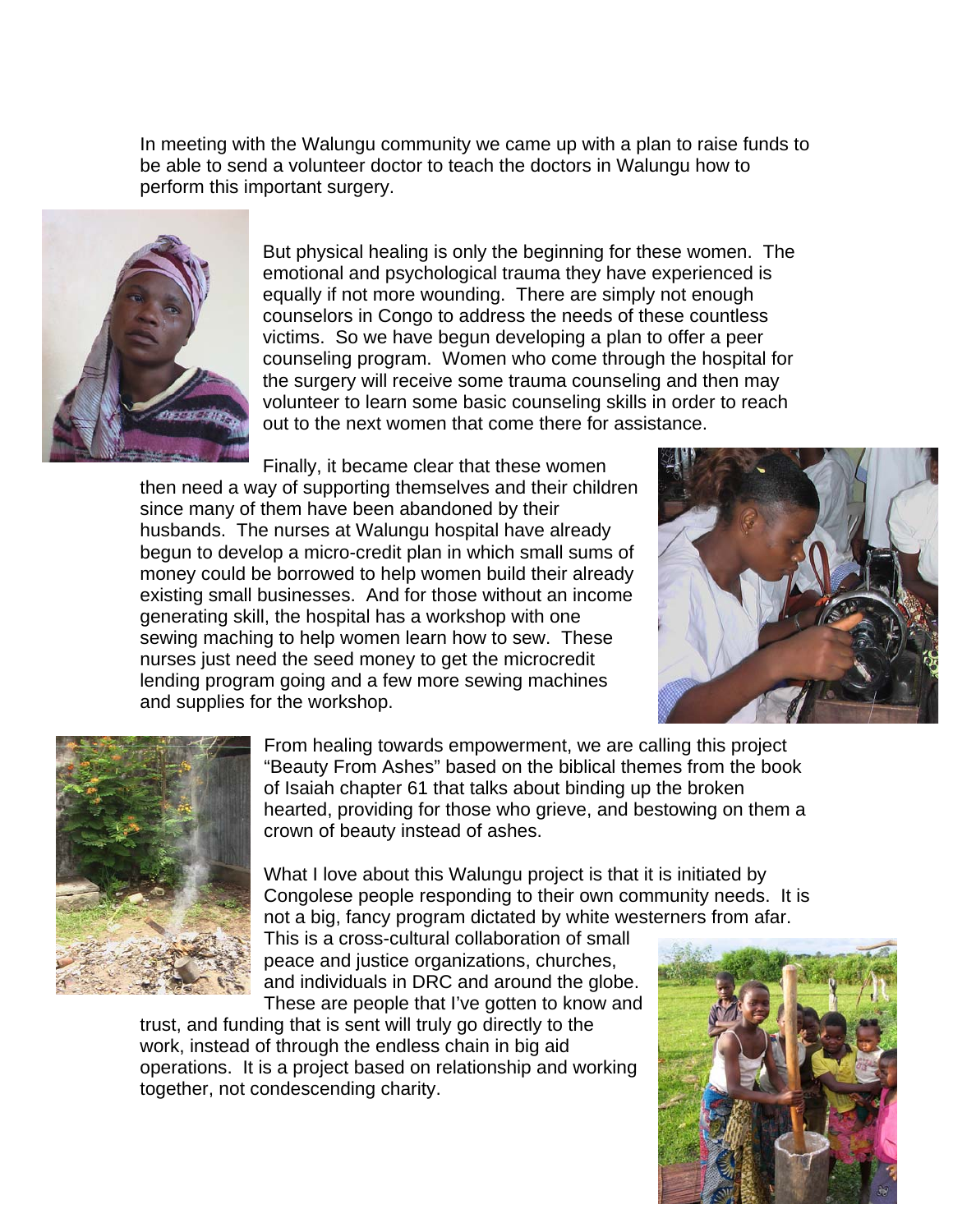In meeting with the Walungu community we came up with a plan to raise funds to be able to send a volunteer doctor to teach the doctors in Walungu how to perform this important surgery.

But physical healing is only the beginning for these women. The emotional and psychological trauma they have experienced is equally if not more wounding. There are simply not enough counselors in Congo to address the needs of these countless victims. So we have begun developing a plan to offer a peer counseling program. Women who come through the hospital for the surgery will receive some trauma counseling and then may volunteer to learn some basic counseling skills in order to reach out to the next women that come there for assistance.

Finally, it became clear that these women then need a way of supporting themselves and their children since many of them have been abandoned by their husbands. The nurses at Walungu hospital have already begun to develop a micro-credit plan in which small sums of money could be borrowed to help women build their already existing small businesses. And for those without an income generating skill, the hospital has a workshop with one sewing maching to help women learn how to sew. These nurses just need the seed money to get the microcredit lending program going and a few more sewing machines and supplies for the workshop.

From healing towards empowerment, we are calling this project "Beauty From Ashes" based on the biblical themes from the book of Isaiah chapter 61 that talks about binding up the broken hearted, providing for those who grieve, and bestowing on them a crown of beauty instead of ashes.

What I love about this Walungu project is that it is initiated by Congolese people responding to their own community needs. It is not a big, fancy program dictated by white westerners from afar. This is a cross-cultural collaboration of small peace and justice organizations, churches, and individuals in DRC and around the globe. These are people that I've gotten to know and trust, and funding that is sent will truly go directly to the work, instead of through the endless chain in big aid operations. It is a project based on relationship and working together, not condescending charity.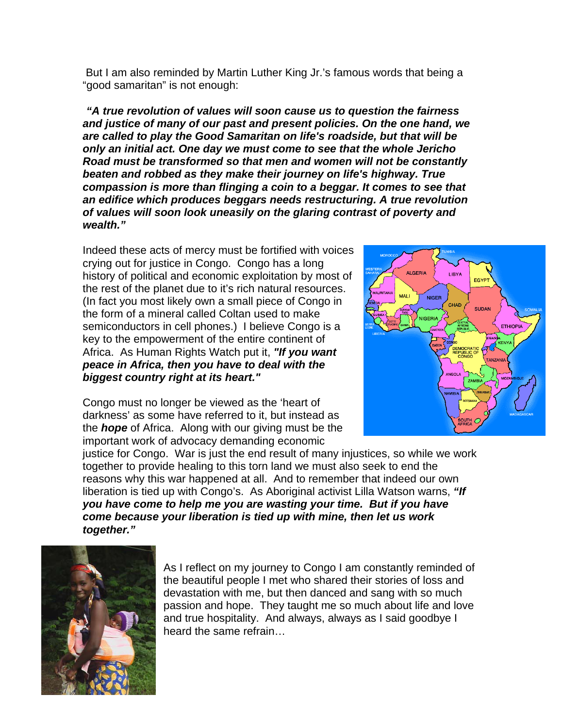But I am also reminded by Martin Luther King Jr.'s famous words that being a "good samaritan" is not enough:

***"A true revolution of values will soon cause us to question the fairness and justice of many of our past and present policies. On the one hand, we are called to play the Good Samaritan on life's roadside, but that will be only an initial act. One day we must come to see that the whole Jericho Road must be transformed so that men and women will not be constantly beaten and robbed as they make their journey on life's highway. True compassion is more than flinging a coin to a beggar. It comes to see that an edifice which produces beggars needs restructuring. A true revolution of values will soon look uneasily on the glaring contrast of poverty and wealth."***

Indeed these acts of mercy must be fortified with voices crying out for justice in Congo. Congo has a long history of political and economic exploitation by most of the rest of the planet due to it's rich natural resources. (In fact you most likely own a small piece of Congo in the form of a mineral called Coltan used to make semiconductors in cell phones.) I believe Congo is a key to the empowerment of the entire continent of Africa. As Human Rights Watch put it, ***"If you want peace in Africa, then you have to deal with the biggest country right at its heart."***

Congo must no longer be viewed as the 'heart of darkness' as some have referred to it, but instead as the ***hope*** of Africa. Along with our giving must be the important work of advocacy demanding economic justice for Congo. War is just the end result of many injustices, so while we work together to provide healing to this torn land we must also seek to end the reasons why this war happened at all. And to remember that indeed our own liberation is tied up with Congo's. As Aboriginal activist Lilla Watson warns, ***"If you have come to help me you are wasting your time. But if you have come because your liberation is tied up with mine, then let us work together."***

As I reflect on my journey to Congo I am constantly reminded of the beautiful people I met who shared their stories of loss and devastation with me, but then danced and sang with so much passion and hope. They taught me so much about life and love and true hospitality. And always, always as I said goodbye I heard the same refrain…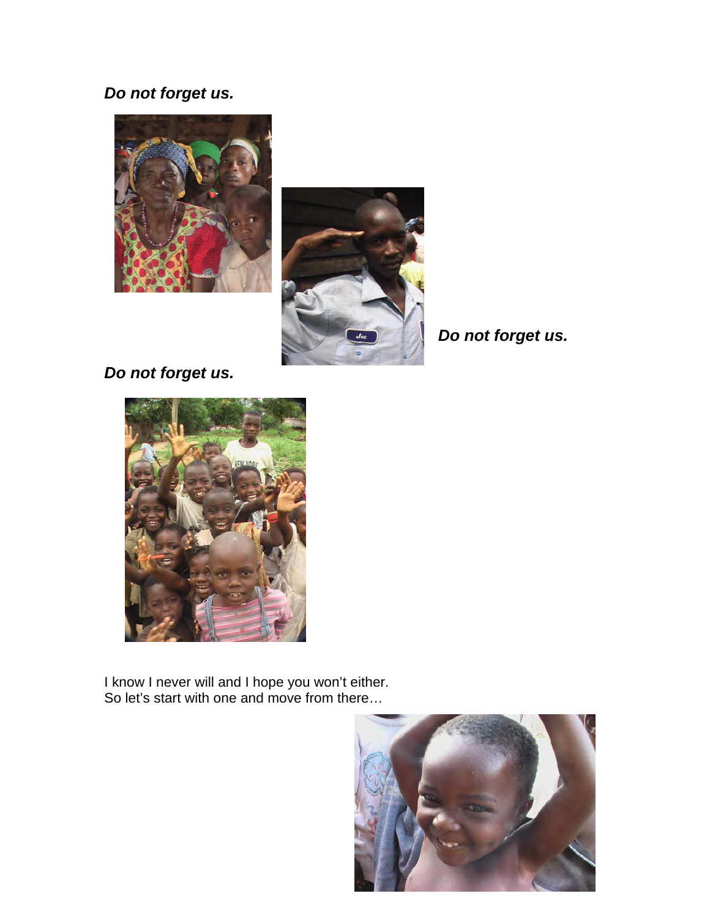***Do not forget us.***

***Do not forget us.***

***Do not forget us.***

I know I never will and I hope you won't either.
So let's start with one and move from there…